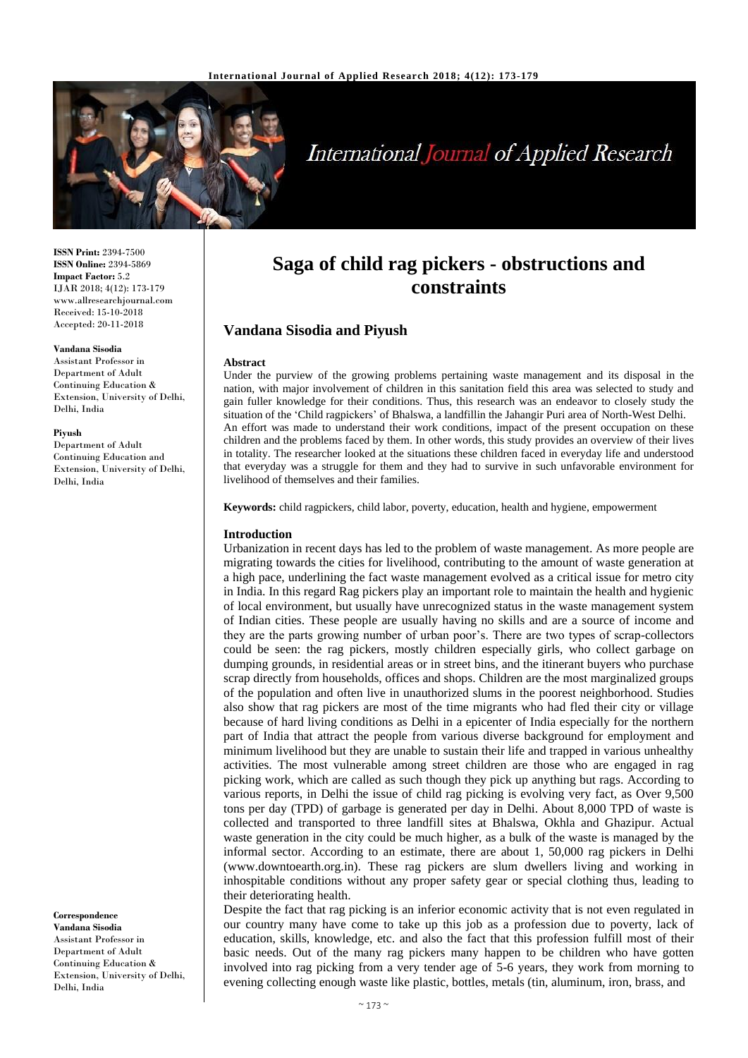**ISSN Print:** 2394-7500
**ISSN Online:** 2394-5869
**Impact Factor:** 5.2
IJAR 2018; 4(12): 173-179
www.allresearchjournal.com
Received: 15-10-2018
Accepted: 20-11-2018

**Vandana Sisodia**
Assistant Professor in Department of Adult Continuing Education & Extension, University of Delhi, Delhi, India

**Piyush**
Department of Adult Continuing Education and Extension, University of Delhi, Delhi, India

**Correspondence**
**Vandana Sisodia**
Assistant Professor in Department of Adult Continuing Education & Extension, University of Delhi, Delhi, India

# Saga of child rag pickers - obstructions and constraints

## Vandana Sisodia and Piyush

**Abstract**

Under the purview of the growing problems pertaining waste management and its disposal in the nation, with major involvement of children in this sanitation field this area was selected to study and gain fuller knowledge for their conditions. Thus, this research was an endeavor to closely study the situation of the 'Child ragpickers' of Bhalswa, a landfillin the Jahangir Puri area of North-West Delhi.

An effort was made to understand their work conditions, impact of the present occupation on these children and the problems faced by them. In other words, this study provides an overview of their lives in totality. The researcher looked at the situations these children faced in everyday life and understood that everyday was a struggle for them and they had to survive in such unfavorable environment for livelihood of themselves and their families.

**Keywords:** child ragpickers, child labor, poverty, education, health and hygiene, empowerment

**Introduction**

Urbanization in recent days has led to the problem of waste management. As more people are migrating towards the cities for livelihood, contributing to the amount of waste generation at a high pace, underlining the fact waste management evolved as a critical issue for metro city in India. In this regard Rag pickers play an important role to maintain the health and hygienic of local environment, but usually have unrecognized status in the waste management system of Indian cities. These people are usually having no skills and are a source of income and they are the parts growing number of urban poor's. There are two types of scrap-collectors could be seen: the rag pickers, mostly children especially girls, who collect garbage on dumping grounds, in residential areas or in street bins, and the itinerant buyers who purchase scrap directly from households, offices and shops. Children are the most marginalized groups of the population and often live in unauthorized slums in the poorest neighborhood. Studies also show that rag pickers are most of the time migrants who had fled their city or village because of hard living conditions as Delhi in a epicenter of India especially for the northern part of India that attract the people from various diverse background for employment and minimum livelihood but they are unable to sustain their life and trapped in various unhealthy activities. The most vulnerable among street children are those who are engaged in rag picking work, which are called as such though they pick up anything but rags. According to various reports, in Delhi the issue of child rag picking is evolving very fact, as Over 9,500 tons per day (TPD) of garbage is generated per day in Delhi. About 8,000 TPD of waste is collected and transported to three landfill sites at Bhalswa, Okhla and Ghazipur. Actual waste generation in the city could be much higher, as a bulk of the waste is managed by the informal sector. According to an estimate, there are about 1, 50,000 rag pickers in Delhi (www.downtoearth.org.in). These rag pickers are slum dwellers living and working in inhospitable conditions without any proper safety gear or special clothing thus, leading to their deteriorating health.

Despite the fact that rag picking is an inferior economic activity that is not even regulated in our country many have come to take up this job as a profession due to poverty, lack of education, skills, knowledge, etc. and also the fact that this profession fulfill most of their basic needs. Out of the many rag pickers many happen to be children who have gotten involved into rag picking from a very tender age of 5-6 years, they work from morning to evening collecting enough waste like plastic, bottles, metals (tin, aluminum, iron, brass, and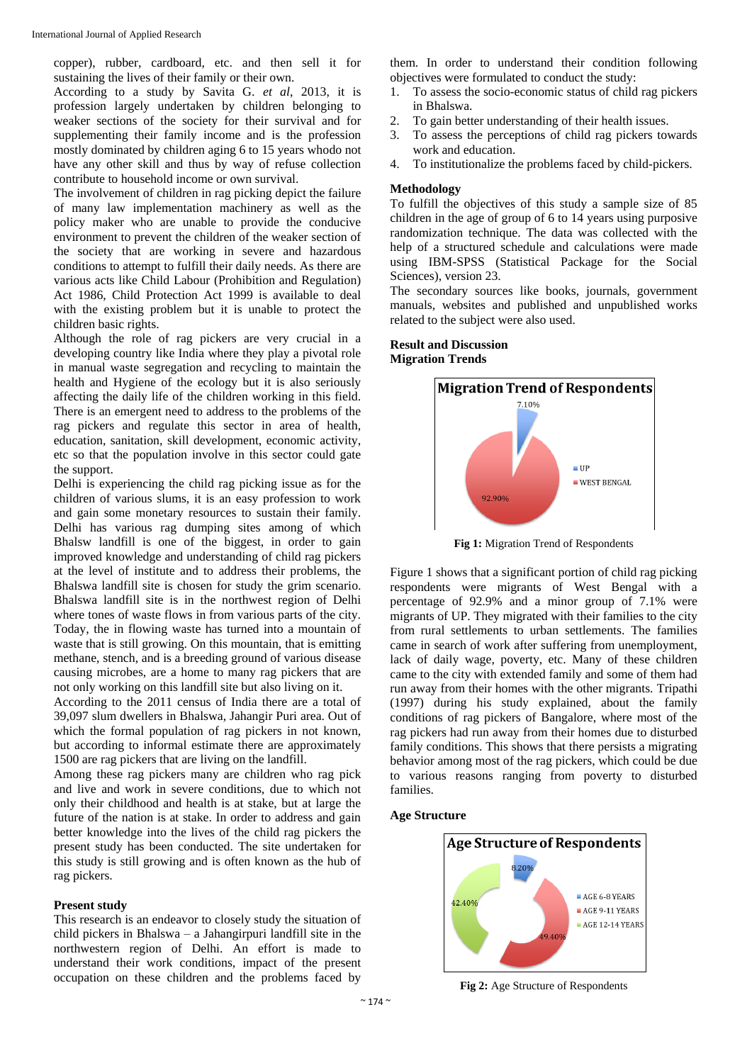copper), rubber, cardboard, etc. and then sell it for sustaining the lives of their family or their own.

According to a study by Savita G. *et al*, 2013, it is profession largely undertaken by children belonging to weaker sections of the society for their survival and for supplementing their family income and is the profession mostly dominated by children aging 6 to 15 years whodo not have any other skill and thus by way of refuse collection contribute to household income or own survival.

The involvement of children in rag picking depict the failure of many law implementation machinery as well as the policy maker who are unable to provide the conducive environment to prevent the children of the weaker section of the society that are working in severe and hazardous conditions to attempt to fulfill their daily needs. As there are various acts like Child Labour (Prohibition and Regulation) Act 1986, Child Protection Act 1999 is available to deal with the existing problem but it is unable to protect the children basic rights.

Although the role of rag pickers are very crucial in a developing country like India where they play a pivotal role in manual waste segregation and recycling to maintain the health and Hygiene of the ecology but it is also seriously affecting the daily life of the children working in this field. There is an emergent need to address to the problems of the rag pickers and regulate this sector in area of health, education, sanitation, skill development, economic activity, etc so that the population involve in this sector could gate the support.

Delhi is experiencing the child rag picking issue as for the children of various slums, it is an easy profession to work and gain some monetary resources to sustain their family. Delhi has various rag dumping sites among of which Bhalsw landfill is one of the biggest, in order to gain improved knowledge and understanding of child rag pickers at the level of institute and to address their problems, the Bhalswa landfill site is chosen for study the grim scenario. Bhalswa landfill site is in the northwest region of Delhi where tones of waste flows in from various parts of the city. Today, the in flowing waste has turned into a mountain of waste that is still growing. On this mountain, that is emitting methane, stench, and is a breeding ground of various disease causing microbes, are a home to many rag pickers that are not only working on this landfill site but also living on it.

According to the 2011 census of India there are a total of 39,097 slum dwellers in Bhalswa, Jahangir Puri area. Out of which the formal population of rag pickers in not known, but according to informal estimate there are approximately 1500 are rag pickers that are living on the landfill.

Among these rag pickers many are children who rag pick and live and work in severe conditions, due to which not only their childhood and health is at stake, but at large the future of the nation is at stake. In order to address and gain better knowledge into the lives of the child rag pickers the present study has been conducted. The site undertaken for this study is still growing and is often known as the hub of rag pickers.

**Present study**

This research is an endeavor to closely study the situation of child pickers in Bhalswa – a Jahangirpuri landfill site in the northwestern region of Delhi. An effort is made to understand their work conditions, impact of the present occupation on these children and the problems faced by them. In order to understand their condition following objectives were formulated to conduct the study:

1. To assess the socio-economic status of child rag pickers in Bhalswa.
2. To gain better understanding of their health issues.
3. To assess the perceptions of child rag pickers towards work and education.
4. To institutionalize the problems faced by child-pickers.

**Methodology**

To fulfill the objectives of this study a sample size of 85 children in the age of group of 6 to 14 years using purposive randomization technique. The data was collected with the help of a structured schedule and calculations were made using IBM-SPSS (Statistical Package for the Social Sciences), version 23.

The secondary sources like books, journals, government manuals, websites and published and unpublished works related to the subject were also used.

**Result and Discussion**

**Migration Trends**

Migration Trend of Respondents

| Origin | Percentage |
|---|---|
| UP | 7.10% |
| WEST BENGAL | 92.90% |

**Fig 1:** Migration Trend of Respondents

Figure 1 shows that a significant portion of child rag picking respondents were migrants of West Bengal with a percentage of 92.9% and a minor group of 7.1% were migrants of UP. They migrated with their families to the city from rural settlements to urban settlements. The families came in search of work after suffering from unemployment, lack of daily wage, poverty, etc. Many of these children came to the city with extended family and some of them had run away from their homes with the other migrants. Tripathi (1997) during his study explained, about the family conditions of rag pickers of Bangalore, where most of the rag pickers had run away from their homes due to disturbed family conditions. This shows that there persists a migrating behavior among most of the rag pickers, which could be due to various reasons ranging from poverty to disturbed families.

**Age Structure**

Age Structure of Respondents

| Age group | Percentage |
|---|---|
| AGE 6-8 YEARS | 8.20% |
| AGE 9-11 YEARS | 49.40% |
| AGE 12-14 YEARS | 42.40% |

**Fig 2:** Age Structure of Respondents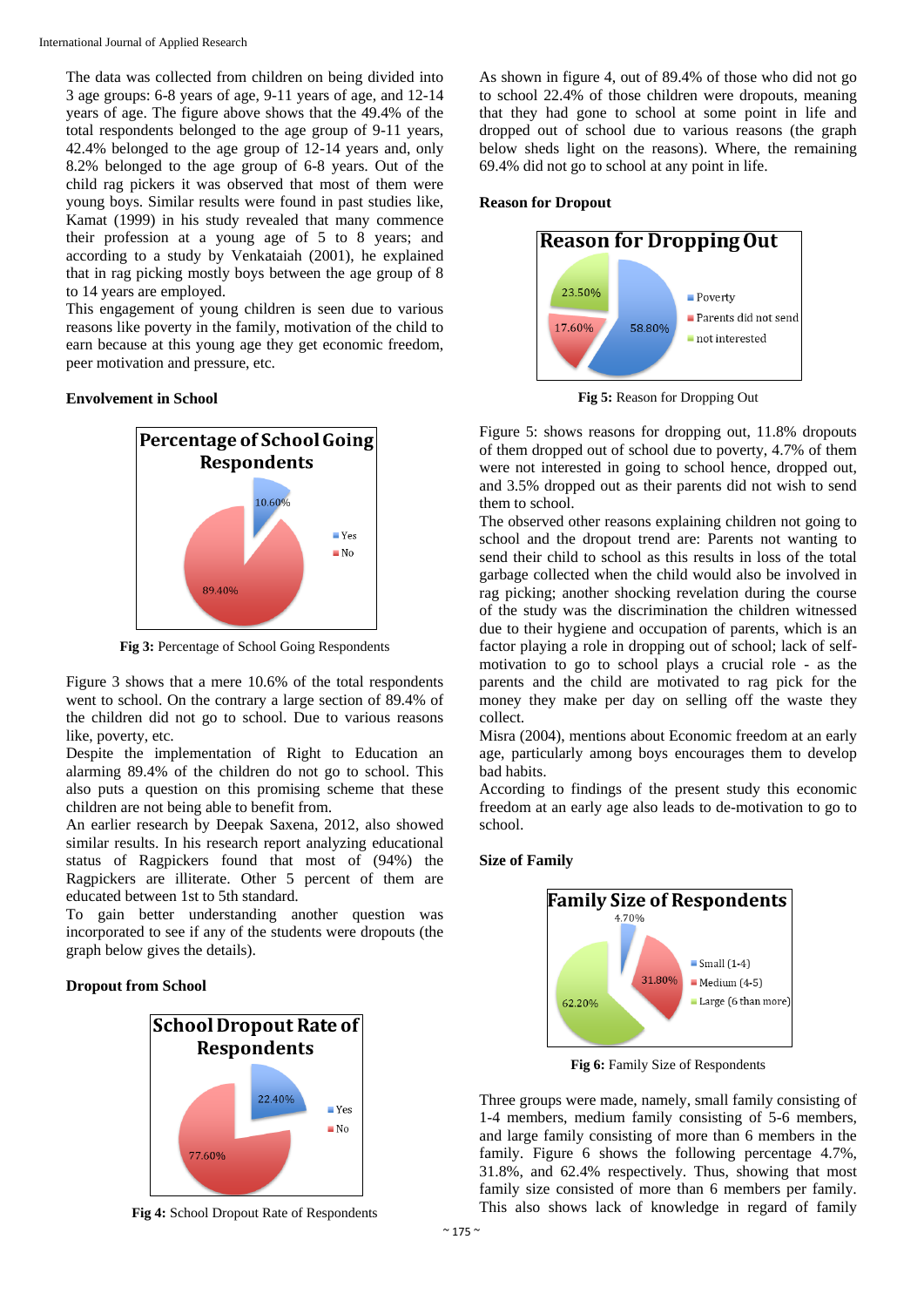The data was collected from children on being divided into 3 age groups: 6-8 years of age, 9-11 years of age, and 12-14 years of age. The figure above shows that the 49.4% of the total respondents belonged to the age group of 9-11 years, 42.4% belonged to the age group of 12-14 years and, only 8.2% belonged to the age group of 6-8 years. Out of the child rag pickers it was observed that most of them were young boys. Similar results were found in past studies like, Kamat (1999) in his study revealed that many commence their profession at a young age of 5 to 8 years; and according to a study by Venkataiah (2001), he explained that in rag picking mostly boys between the age group of 8 to 14 years are employed.

This engagement of young children is seen due to various reasons like poverty in the family, motivation of the child to earn because at this young age they get economic freedom, peer motivation and pressure, etc.

### Envolvement in School

**Fig 3:** Percentage of School Going Respondents

Figure 3 shows that a mere 10.6% of the total respondents went to school. On the contrary a large section of 89.4% of the children did not go to school. Due to various reasons like, poverty, etc.

Despite the implementation of Right to Education an alarming 89.4% of the children do not go to school. This also puts a question on this promising scheme that these children are not being able to benefit from.

An earlier research by Deepak Saxena, 2012, also showed similar results. In his research report analyzing educational status of Ragpickers found that most of (94%) the Ragpickers are illiterate. Other 5 percent of them are educated between 1st to 5th standard.

To gain better understanding another question was incorporated to see if any of the students were dropouts (the graph below gives the details).

### Dropout from School

**Fig 4:** School Dropout Rate of Respondents

As shown in figure 4, out of 89.4% of those who did not go to school 22.4% of those children were dropouts, meaning that they had gone to school at some point in life and dropped out of school due to various reasons (the graph below sheds light on the reasons). Where, the remaining 69.4% did not go to school at any point in life.

### Reason for Dropout

**Fig 5:** Reason for Dropping Out

Figure 5: shows reasons for dropping out, 11.8% dropouts of them dropped out of school due to poverty, 4.7% of them were not interested in going to school hence, dropped out, and 3.5% dropped out as their parents did not wish to send them to school.

The observed other reasons explaining children not going to school and the dropout trend are: Parents not wanting to send their child to school as this results in loss of the total garbage collected when the child would also be involved in rag picking; another shocking revelation during the course of the study was the discrimination the children witnessed due to their hygiene and occupation of parents, which is an factor playing a role in dropping out of school; lack of self-motivation to go to school plays a crucial role - as the parents and the child are motivated to rag pick for the money they make per day on selling off the waste they collect.

Misra (2004), mentions about Economic freedom at an early age, particularly among boys encourages them to develop bad habits.

According to findings of the present study this economic freedom at an early age also leads to de-motivation to go to school.

### Size of Family

**Fig 6:** Family Size of Respondents

Three groups were made, namely, small family consisting of 1-4 members, medium family consisting of 5-6 members, and large family consisting of more than 6 members in the family. Figure 6 shows the following percentage 4.7%, 31.8%, and 62.4% respectively. Thus, showing that most family size consisted of more than 6 members per family. This also shows lack of knowledge in regard of family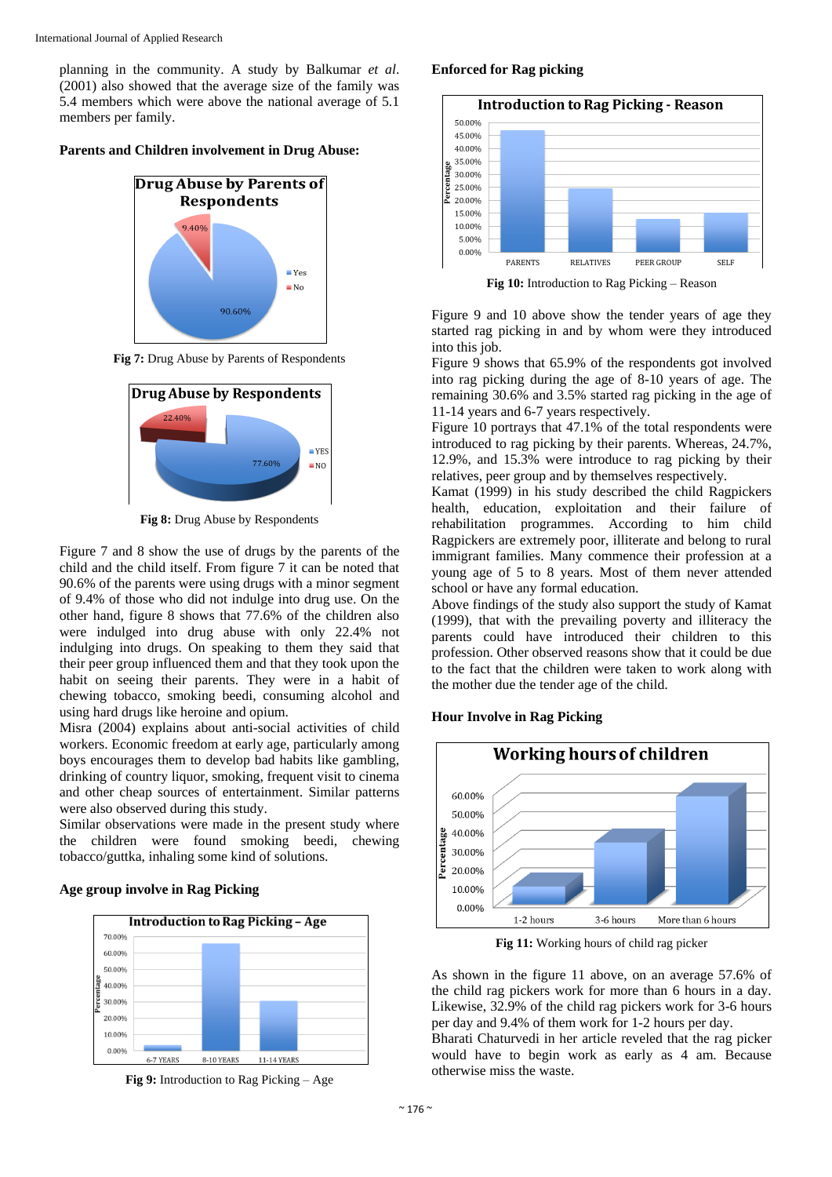planning in the community. A study by Balkumar *et al.* (2001) also showed that the average size of the family was 5.4 members which were above the national average of 5.1 members per family.

**Parents and Children involvement in Drug Abuse:**

**Fig 7:** Drug Abuse by Parents of Respondents

**Fig 8:** Drug Abuse by Respondents

Figure 7 and 8 show the use of drugs by the parents of the child and the child itself. From figure 7 it can be noted that 90.6% of the parents were using drugs with a minor segment of 9.4% of those who did not indulge into drug use. On the other hand, figure 8 shows that 77.6% of the children also were indulged into drug abuse with only 22.4% not indulging into drugs. On speaking to them they said that their peer group influenced them and that they took upon the habit on seeing their parents. They were in a habit of chewing tobacco, smoking beedi, consuming alcohol and using hard drugs like heroine and opium.

Misra (2004) explains about anti-social activities of child workers. Economic freedom at early age, particularly among boys encourages them to develop bad habits like gambling, drinking of country liquor, smoking, frequent visit to cinema and other cheap sources of entertainment. Similar patterns were also observed during this study.

Similar observations were made in the present study where the children were found smoking beedi, chewing tobacco/guttka, inhaling some kind of solutions.

**Age group involve in Rag Picking**

**Fig 9:** Introduction to Rag Picking – Age

**Enforced for Rag picking**

**Fig 10:** Introduction to Rag Picking – Reason

Figure 9 and 10 above show the tender years of age they started rag picking in and by whom were they introduced into this job.

Figure 9 shows that 65.9% of the respondents got involved into rag picking during the age of 8-10 years of age. The remaining 30.6% and 3.5% started rag picking in the age of 11-14 years and 6-7 years respectively.

Figure 10 portrays that 47.1% of the total respondents were introduced to rag picking by their parents. Whereas, 24.7%, 12.9%, and 15.3% were introduce to rag picking by their relatives, peer group and by themselves respectively.

Kamat (1999) in his study described the child Ragpickers health, education, exploitation and their failure of rehabilitation programmes. According to him child Ragpickers are extremely poor, illiterate and belong to rural immigrant families. Many commence their profession at a young age of 5 to 8 years. Most of them never attended school or have any formal education.

Above findings of the study also support the study of Kamat (1999), that with the prevailing poverty and illiteracy the parents could have introduced their children to this profession. Other observed reasons show that it could be due to the fact that the children were taken to work along with the mother due the tender age of the child.

**Hour Involve in Rag Picking**

**Fig 11:** Working hours of child rag picker

As shown in the figure 11 above, on an average 57.6% of the child rag pickers work for more than 6 hours in a day. Likewise, 32.9% of the child rag pickers work for 3-6 hours per day and 9.4% of them work for 1-2 hours per day.

Bharati Chaturvedi in her article reveled that the rag picker would have to begin work as early as 4 am. Because otherwise miss the waste.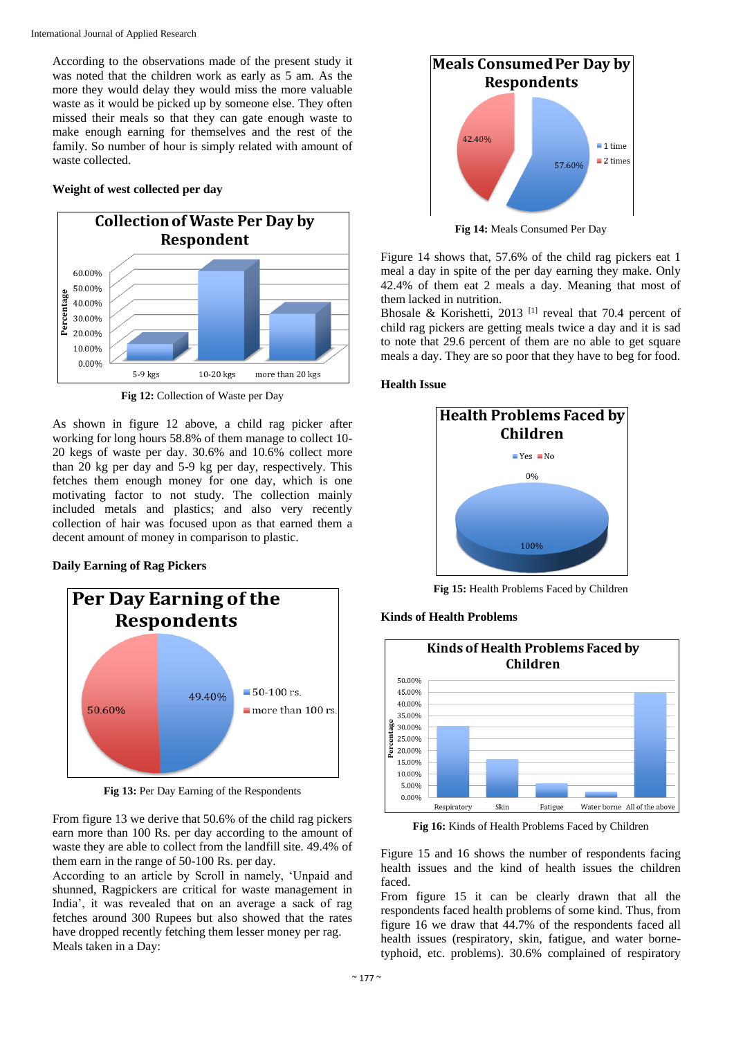According to the observations made of the present study it was noted that the children work as early as 5 am. As the more they would delay they would miss the more valuable waste as it would be picked up by someone else. They often missed their meals so that they can gate enough waste to make enough earning for themselves and the rest of the family. So number of hour is simply related with amount of waste collected.

**Weight of west collected per day**

**Fig 12:** Collection of Waste per Day

As shown in figure 12 above, a child rag picker after working for long hours 58.8% of them manage to collect 10-20 kegs of waste per day. 30.6% and 10.6% collect more than 20 kg per day and 5-9 kg per day, respectively. This fetches them enough money for one day, which is one motivating factor to not study. The collection mainly included metals and plastics; and also very recently collection of hair was focused upon as that earned them a decent amount of money in comparison to plastic.

**Daily Earning of Rag Pickers**

**Fig 13:** Per Day Earning of the Respondents

From figure 13 we derive that 50.6% of the child rag pickers earn more than 100 Rs. per day according to the amount of waste they are able to collect from the landfill site. 49.4% of them earn in the range of 50-100 Rs. per day.

According to an article by Scroll in namely, 'Unpaid and shunned, Ragpickers are critical for waste management in India', it was revealed that on an average a sack of rag fetches around 300 Rupees but also showed that the rates have dropped recently fetching them lesser money per rag.

Meals taken in a Day:

**Fig 14:** Meals Consumed Per Day

Figure 14 shows that, 57.6% of the child rag pickers eat 1 meal a day in spite of the per day earning they make. Only 42.4% of them eat 2 meals a day. Meaning that most of them lacked in nutrition.

Bhosale & Korishetti, 2013 [1] reveal that 70.4 percent of child rag pickers are getting meals twice a day and it is sad to note that 29.6 percent of them are no able to get square meals a day. They are so poor that they have to beg for food.

**Health Issue**

**Fig 15:** Health Problems Faced by Children

**Kinds of Health Problems**

**Fig 16:** Kinds of Health Problems Faced by Children

Figure 15 and 16 shows the number of respondents facing health issues and the kind of health issues the children faced.

From figure 15 it can be clearly drawn that all the respondents faced health problems of some kind. Thus, from figure 16 we draw that 44.7% of the respondents faced all health issues (respiratory, skin, fatigue, and water borne-typhoid, etc. problems). 30.6% complained of respiratory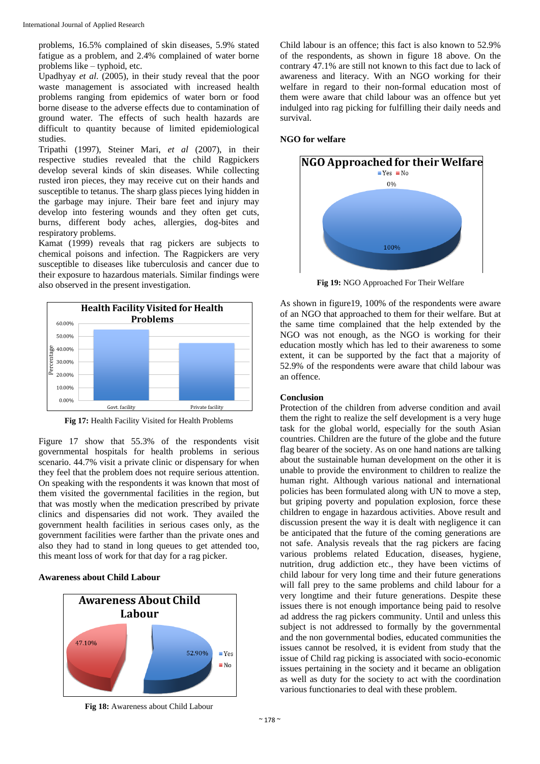problems, 16.5% complained of skin diseases, 5.9% stated fatigue as a problem, and 2.4% complained of water borne problems like – typhoid, etc.

Upadhyay *et al*. (2005), in their study reveal that the poor waste management is associated with increased health problems ranging from epidemics of water born or food borne disease to the adverse effects due to contamination of ground water. The effects of such health hazards are difficult to quantity because of limited epidemiological studies.

Tripathi (1997), Steiner Mari, *et al* (2007), in their respective studies revealed that the child Ragpickers develop several kinds of skin diseases. While collecting rusted iron pieces, they may receive cut on their hands and susceptible to tetanus. The sharp glass pieces lying hidden in the garbage may injure. Their bare feet and injury may develop into festering wounds and they often get cuts, burns, different body aches, allergies, dog-bites and respiratory problems.

Kamat (1999) reveals that rag pickers are subjects to chemical poisons and infection. The Ragpickers are very susceptible to diseases like tuberculosis and cancer due to their exposure to hazardous materials. Similar findings were also observed in the present investigation.

**Fig 17:** Health Facility Visited for Health Problems

Figure 17 show that 55.3% of the respondents visit governmental hospitals for health problems in serious scenario. 44.7% visit a private clinic or dispensary for when they feel that the problem does not require serious attention. On speaking with the respondents it was known that most of them visited the governmental facilities in the region, but that was mostly when the medication prescribed by private clinics and dispensaries did not work. They availed the government health facilities in serious cases only, as the government facilities were farther than the private ones and also they had to stand in long queues to get attended too, this meant loss of work for that day for a rag picker.

**Awareness about Child Labour**

**Fig 18:** Awareness about Child Labour

Child labour is an offence; this fact is also known to 52.9% of the respondents, as shown in figure 18 above. On the contrary 47.1% are still not known to this fact due to lack of awareness and literacy. With an NGO working for their welfare in regard to their non-formal education most of them were aware that child labour was an offence but yet indulged into rag picking for fulfilling their daily needs and survival.

**NGO for welfare**

**Fig 19:** NGO Approached For Their Welfare

As shown in figure19, 100% of the respondents were aware of an NGO that approached to them for their welfare. But at the same time complained that the help extended by the NGO was not enough, as the NGO is working for their education mostly which has led to their awareness to some extent, it can be supported by the fact that a majority of 52.9% of the respondents were aware that child labour was an offence.

**Conclusion**

Protection of the children from adverse condition and avail them the right to realize the self development is a very huge task for the global world, especially for the south Asian countries. Children are the future of the globe and the future flag bearer of the society. As on one hand nations are talking about the sustainable human development on the other it is unable to provide the environment to children to realize the human right. Although various national and international policies has been formulated along with UN to move a step, but griping poverty and population explosion, force these children to engage in hazardous activities. Above result and discussion present the way it is dealt with negligence it can be anticipated that the future of the coming generations are not safe. Analysis reveals that the rag pickers are facing various problems related Education, diseases, hygiene, nutrition, drug addiction etc., they have been victims of child labour for very long time and their future generations will fall prey to the same problems and child labour for a very longtime and their future generations. Despite these issues there is not enough importance being paid to resolve ad address the rag pickers community. Until and unless this subject is not addressed to formally by the governmental and the non governmental bodies, educated communities the issues cannot be resolved, it is evident from study that the issue of Child rag picking is associated with socio-economic issues pertaining in the society and it became an obligation as well as duty for the society to act with the coordination various functionaries to deal with these problem.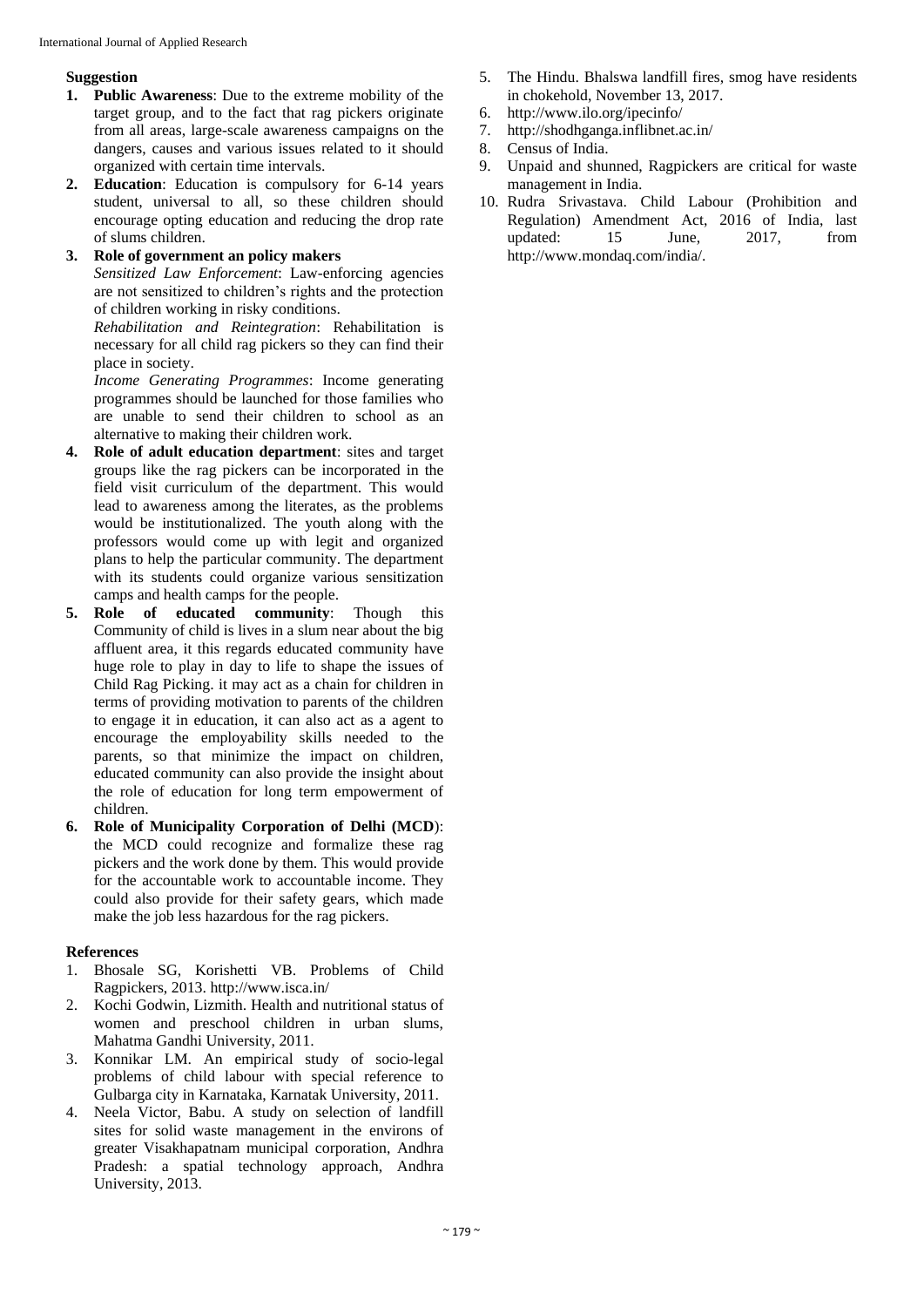## Suggestion

1. **Public Awareness**: Due to the extreme mobility of the target group, and to the fact that rag pickers originate from all areas, large-scale awareness campaigns on the dangers, causes and various issues related to it should organized with certain time intervals.
2. **Education**: Education is compulsory for 6-14 years student, universal to all, so these children should encourage opting education and reducing the drop rate of slums children.
3. **Role of government an policy makers**
   *Sensitized Law Enforcement*: Law-enforcing agencies are not sensitized to children's rights and the protection of children working in risky conditions.
   *Rehabilitation and Reintegration*: Rehabilitation is necessary for all child rag pickers so they can find their place in society.
   *Income Generating Programmes*: Income generating programmes should be launched for those families who are unable to send their children to school as an alternative to making their children work.
4. **Role of adult education department**: sites and target groups like the rag pickers can be incorporated in the field visit curriculum of the department. This would lead to awareness among the literates, as the problems would be institutionalized. The youth along with the professors would come up with legit and organized plans to help the particular community. The department with its students could organize various sensitization camps and health camps for the people.
5. **Role of educated community**: Though this Community of child is lives in a slum near about the big affluent area, it this regards educated community have huge role to play in day to life to shape the issues of Child Rag Picking. it may act as a chain for children in terms of providing motivation to parents of the children to engage it in education, it can also act as a agent to encourage the employability skills needed to the parents, so that minimize the impact on children, educated community can also provide the insight about the role of education for long term empowerment of children.
6. **Role of Municipality Corporation of Delhi (MCD**): the MCD could recognize and formalize these rag pickers and the work done by them. This would provide for the accountable work to accountable income. They could also provide for their safety gears, which made make the job less hazardous for the rag pickers.

## References

1. Bhosale SG, Korishetti VB. Problems of Child Ragpickers, 2013. http://www.isca.in/
2. Kochi Godwin, Lizmith. Health and nutritional status of women and preschool children in urban slums, Mahatma Gandhi University, 2011.
3. Konnikar LM. An empirical study of socio-legal problems of child labour with special reference to Gulbarga city in Karnataka, Karnatak University, 2011.
4. Neela Victor, Babu. A study on selection of landfill sites for solid waste management in the environs of greater Visakhapatnam municipal corporation, Andhra Pradesh: a spatial technology approach, Andhra University, 2013.
5. The Hindu. Bhalswa landfill fires, smog have residents in chokehold, November 13, 2017.
6. http://www.ilo.org/ipecinfo/
7. http://shodhganga.inflibnet.ac.in/
8. Census of India.
9. Unpaid and shunned, Ragpickers are critical for waste management in India.
10. Rudra Srivastava. Child Labour (Prohibition and Regulation) Amendment Act, 2016 of India, last updated: 15 June, 2017, from http://www.mondaq.com/india/.